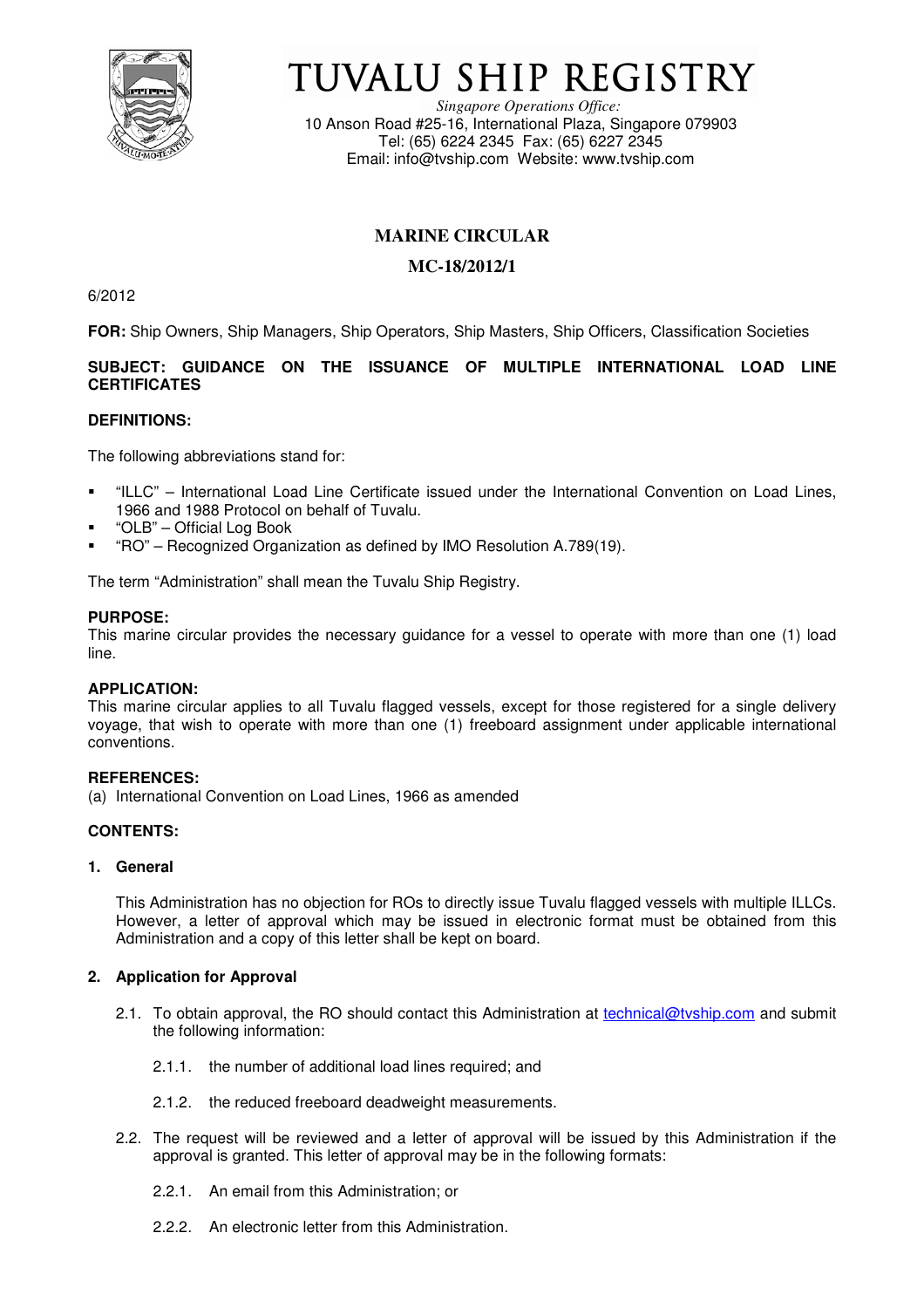# TUVALU SHIP REGISTRY

*Singapore Operations Office:*
10 Anson Road #25-16, International Plaza, Singapore 079903
Tel: (65) 6224 2345 Fax: (65) 6227 2345
Email: info@tvship.com Website: www.tvship.com

## MARINE CIRCULAR

## MC-18/2012/1

6/2012

**FOR:** Ship Owners, Ship Managers, Ship Operators, Ship Masters, Ship Officers, Classification Societies

**SUBJECT: GUIDANCE ON THE ISSUANCE OF MULTIPLE INTERNATIONAL LOAD LINE CERTIFICATES**

**DEFINITIONS:**

The following abbreviations stand for:

- "ILLC" – International Load Line Certificate issued under the International Convention on Load Lines, 1966 and 1988 Protocol on behalf of Tuvalu.
- "OLB" – Official Log Book
- "RO" – Recognized Organization as defined by IMO Resolution A.789(19).

The term "Administration" shall mean the Tuvalu Ship Registry.

**PURPOSE:**
This marine circular provides the necessary guidance for a vessel to operate with more than one (1) load line.

**APPLICATION:**
This marine circular applies to all Tuvalu flagged vessels, except for those registered for a single delivery voyage, that wish to operate with more than one (1) freeboard assignment under applicable international conventions.

**REFERENCES:**
(a) International Convention on Load Lines, 1966 as amended

**CONTENTS:**

**1. General**

This Administration has no objection for ROs to directly issue Tuvalu flagged vessels with multiple ILLCs. However, a letter of approval which may be issued in electronic format must be obtained from this Administration and a copy of this letter shall be kept on board.

**2. Application for Approval**

2.1. To obtain approval, the RO should contact this Administration at technical@tvship.com and submit the following information:

2.1.1. the number of additional load lines required; and

2.1.2. the reduced freeboard deadweight measurements.

2.2. The request will be reviewed and a letter of approval will be issued by this Administration if the approval is granted. This letter of approval may be in the following formats:

2.2.1. An email from this Administration; or

2.2.2. An electronic letter from this Administration.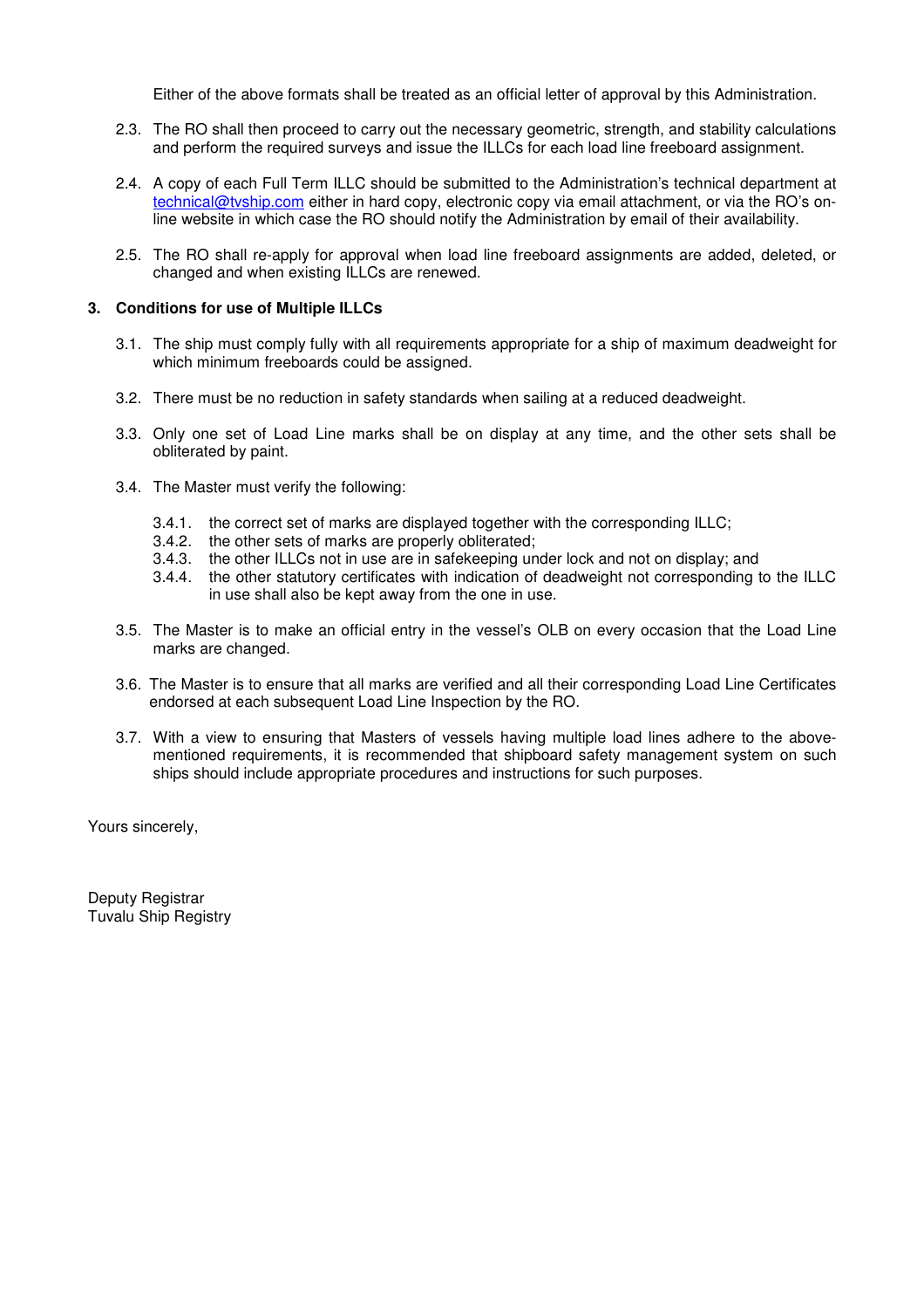Either of the above formats shall be treated as an official letter of approval by this Administration.

2.3. The RO shall then proceed to carry out the necessary geometric, strength, and stability calculations and perform the required surveys and issue the ILLCs for each load line freeboard assignment.

2.4. A copy of each Full Term ILLC should be submitted to the Administration's technical department at technical@tvship.com either in hard copy, electronic copy via email attachment, or via the RO's on-line website in which case the RO should notify the Administration by email of their availability.

2.5. The RO shall re-apply for approval when load line freeboard assignments are added, deleted, or changed and when existing ILLCs are renewed.

**3. Conditions for use of Multiple ILLCs**

3.1. The ship must comply fully with all requirements appropriate for a ship of maximum deadweight for which minimum freeboards could be assigned.

3.2. There must be no reduction in safety standards when sailing at a reduced deadweight.

3.3. Only one set of Load Line marks shall be on display at any time, and the other sets shall be obliterated by paint.

3.4. The Master must verify the following:

3.4.1. the correct set of marks are displayed together with the corresponding ILLC;
3.4.2. the other sets of marks are properly obliterated;
3.4.3. the other ILLCs not in use are in safekeeping under lock and not on display; and
3.4.4. the other statutory certificates with indication of deadweight not corresponding to the ILLC in use shall also be kept away from the one in use.

3.5. The Master is to make an official entry in the vessel's OLB on every occasion that the Load Line marks are changed.

3.6. The Master is to ensure that all marks are verified and all their corresponding Load Line Certificates endorsed at each subsequent Load Line Inspection by the RO.

3.7. With a view to ensuring that Masters of vessels having multiple load lines adhere to the above-mentioned requirements, it is recommended that shipboard safety management system on such ships should include appropriate procedures and instructions for such purposes.

Yours sincerely,

Deputy Registrar
Tuvalu Ship Registry